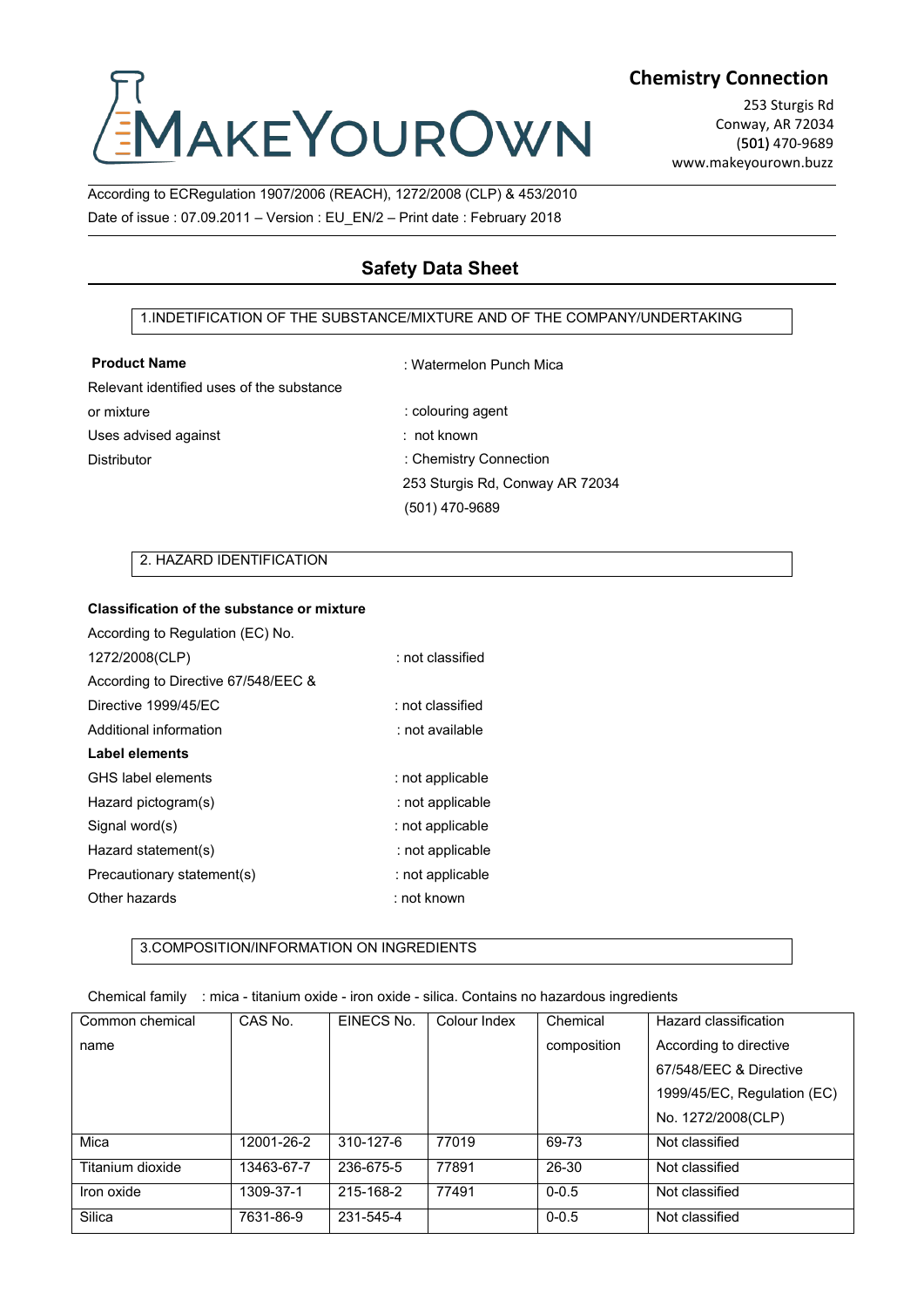MakeYourOwn

**Chemistry Connection**

253 Sturgis Rd
Conway, AR 72034
(501) 470-9689
www.makeyourown.buzz

According to ECRegulation 1907/2006 (REACH), 1272/2008 (CLP) & 453/2010
Date of issue : 07.09.2011 – Version : EU_EN/2 – Print date : February 2018

# Safety Data Sheet

## 1.INDETIFICATION OF THE SUBSTANCE/MIXTURE AND OF THE COMPANY/UNDERTAKING

**Product Name** : Watermelon Punch Mica
Relevant identified uses of the substance or mixture : colouring agent
Uses advised against : not known
Distributor : Chemistry Connection
253 Sturgis Rd, Conway AR 72034
(501) 470-9689

## 2. HAZARD IDENTIFICATION

**Classification of the substance or mixture**

According to Regulation (EC) No. 1272/2008(CLP) : not classified
According to Directive 67/548/EEC & Directive 1999/45/EC : not classified
Additional information : not available

**Label elements**

GHS label elements : not applicable
Hazard pictogram(s) : not applicable
Signal word(s) : not applicable
Hazard statement(s) : not applicable
Precautionary statement(s) : not applicable
Other hazards : not known

## 3.COMPOSITION/INFORMATION ON INGREDIENTS

Chemical family : mica - titanium oxide - iron oxide - silica. Contains no hazardous ingredients

| Common chemical name | CAS No. | EINECS No. | Colour Index | Chemical composition | Hazard classification According to directive 67/548/EEC & Directive 1999/45/EC, Regulation (EC) No. 1272/2008(CLP) |
|---|---|---|---|---|---|
| Mica | 12001-26-2 | 310-127-6 | 77019 | 69-73 | Not classified |
| Titanium dioxide | 13463-67-7 | 236-675-5 | 77891 | 26-30 | Not classified |
| Iron oxide | 1309-37-1 | 215-168-2 | 77491 | 0-0.5 | Not classified |
| Silica | 7631-86-9 | 231-545-4 | | 0-0.5 | Not classified |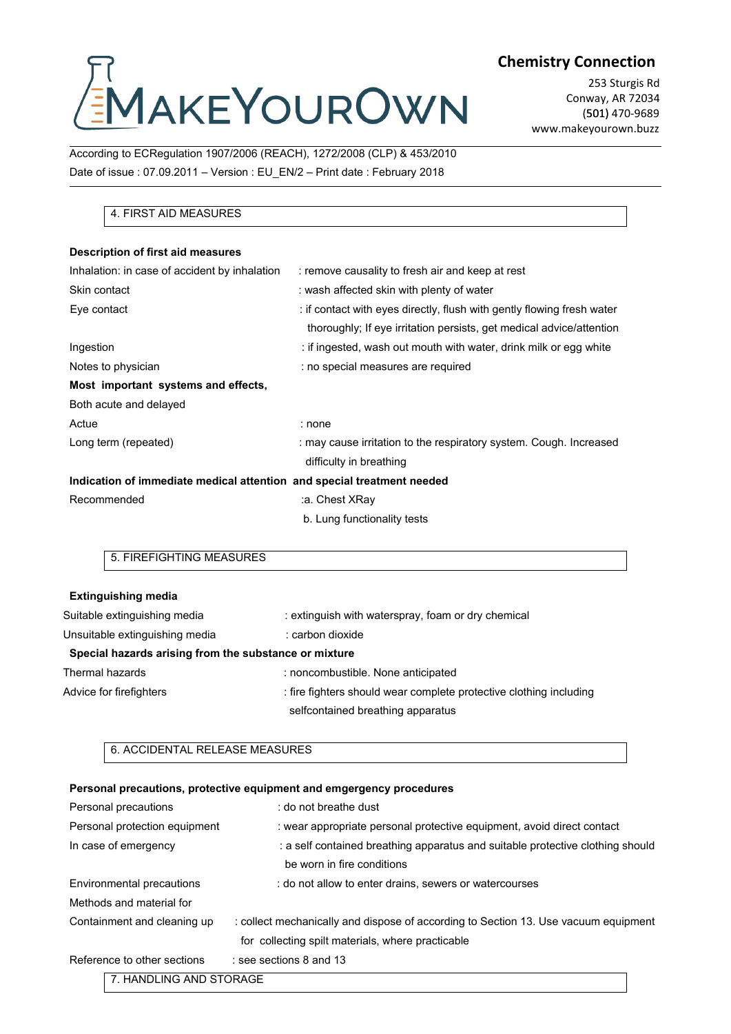According to ECRegulation 1907/2006 (REACH), 1272/2008 (CLP) & 453/2010

Date of issue : 07.09.2011 – Version : EU_EN/2 – Print date : February 2018

## 4. FIRST AID MEASURES

**Description of first aid measures**

| | |
|---|---|
| Inhalation: in case of accident by inhalation | : remove causality to fresh air and keep at rest |
| Skin contact | : wash affected skin with plenty of water |
| Eye contact | : if contact with eyes directly, flush with gently flowing fresh water thoroughly; If eye irritation persists, get medical advice/attention |
| Ingestion | : if ingested, wash out mouth with water, drink milk or egg white |
| Notes to physician | : no special measures are required |

**Most important systems and effects,**

Both acute and delayed

| | |
|---|---|
| Actue | : none |
| Long term (repeated) | : may cause irritation to the respiratory system. Cough. Increased difficulty in breathing |

**Indication of immediate medical attention and special treatment needed**

| | |
|---|---|
| Recommended | :a. Chest XRay<br>b. Lung functionality tests |

## 5. FIREFIGHTING MEASURES

**Extinguishing media**

| | |
|---|---|
| Suitable extinguishing media | : extinguish with waterspray, foam or dry chemical |
| Unsuitable extinguishing media | : carbon dioxide |

**Special hazards arising from the substance or mixture**

| | |
|---|---|
| Thermal hazards | : noncombustible. None anticipated |
| Advice for firefighters | : fire fighters should wear complete protective clothing including selfcontained breathing apparatus |

## 6. ACCIDENTAL RELEASE MEASURES

**Personal precautions, protective equipment and emgergency procedures**

| | |
|---|---|
| Personal precautions | : do not breathe dust |
| Personal protection equipment | : wear appropriate personal protective equipment, avoid direct contact |
| In case of emergency | : a self contained breathing apparatus and suitable protective clothing should be worn in fire conditions |
| Environmental precautions | : do not allow to enter drains, sewers or watercourses |
| Methods and material for Containment and cleaning up | : collect mechanically and dispose of according to Section 13. Use vacuum equipment for collecting spilt materials, where practicable |
| Reference to other sections | : see sections 8 and 13 |

## 7. HANDLING AND STORAGE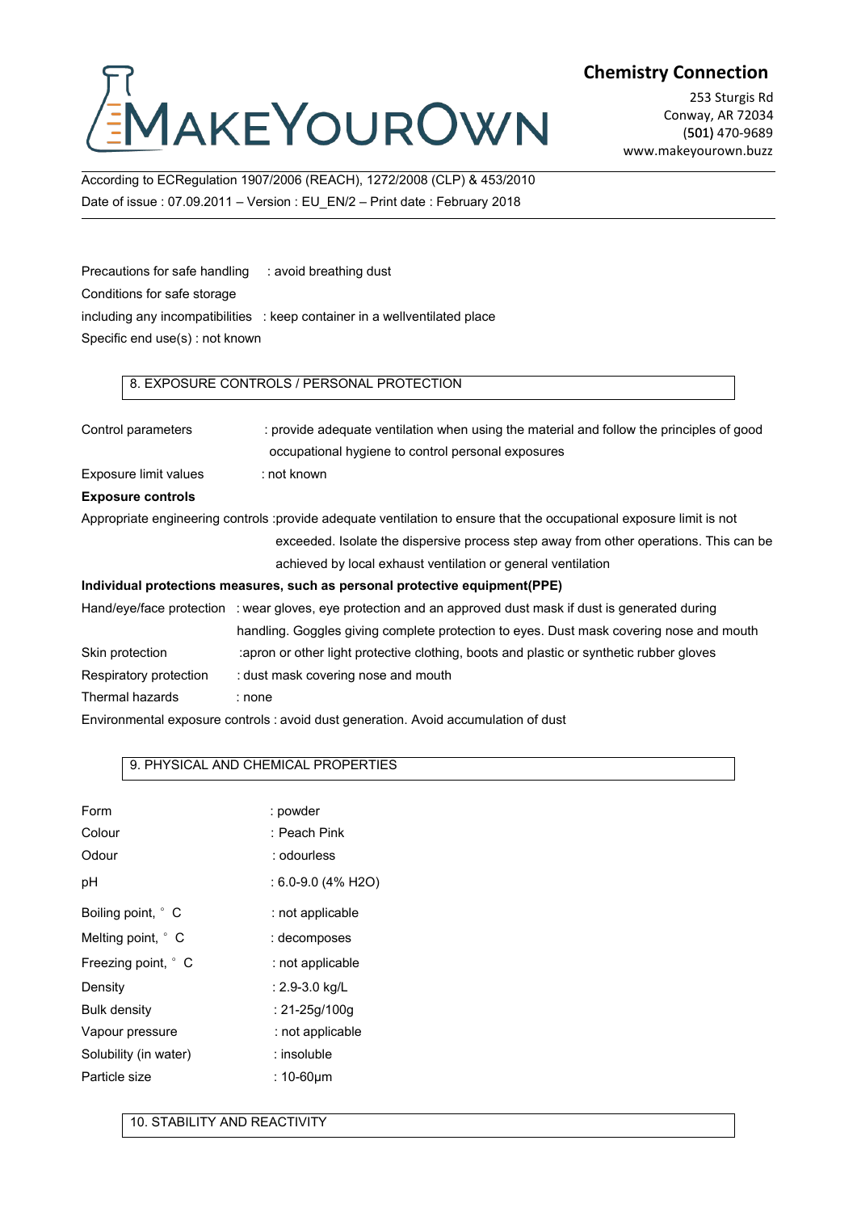According to ECRegulation 1907/2006 (REACH), 1272/2008 (CLP) & 453/2010
Date of issue : 07.09.2011 – Version : EU_EN/2 – Print date : February 2018

Precautions for safe handling : avoid breathing dust
Conditions for safe storage
including any incompatibilities : keep container in a wellventilated place
Specific end use(s) : not known

## 8. EXPOSURE CONTROLS / PERSONAL PROTECTION

Control parameters : provide adequate ventilation when using the material and follow the principles of good occupational hygiene to control personal exposures

Exposure limit values : not known

**Exposure controls**

Appropriate engineering controls :provide adequate ventilation to ensure that the occupational exposure limit is not exceeded. Isolate the dispersive process step away from other operations. This can be achieved by local exhaust ventilation or general ventilation

**Individual protections measures, such as personal protective equipment(PPE)**

Hand/eye/face protection : wear gloves, eye protection and an approved dust mask if dust is generated during handling. Goggles giving complete protection to eyes. Dust mask covering nose and mouth

Skin protection :apron or other light protective clothing, boots and plastic or synthetic rubber gloves

Respiratory protection : dust mask covering nose and mouth

Thermal hazards : none

Environmental exposure controls : avoid dust generation. Avoid accumulation of dust

## 9. PHYSICAL AND CHEMICAL PROPERTIES

| Property | Value |
|---|---|
| Form | : powder |
| Colour | : Peach Pink |
| Odour | : odourless |
| pH | : 6.0-9.0 (4% $H_2O$) |
| Boiling point, ° C | : not applicable |
| Melting point, ° C | : decomposes |
| Freezing point, ° C | : not applicable |
| Density | : 2.9-3.0 kg/L |
| Bulk density | : 21-25g/100g |
| Vapour pressure | : not applicable |
| Solubility (in water) | : insoluble |
| Particle size | : 10-60μm |

## 10. STABILITY AND REACTIVITY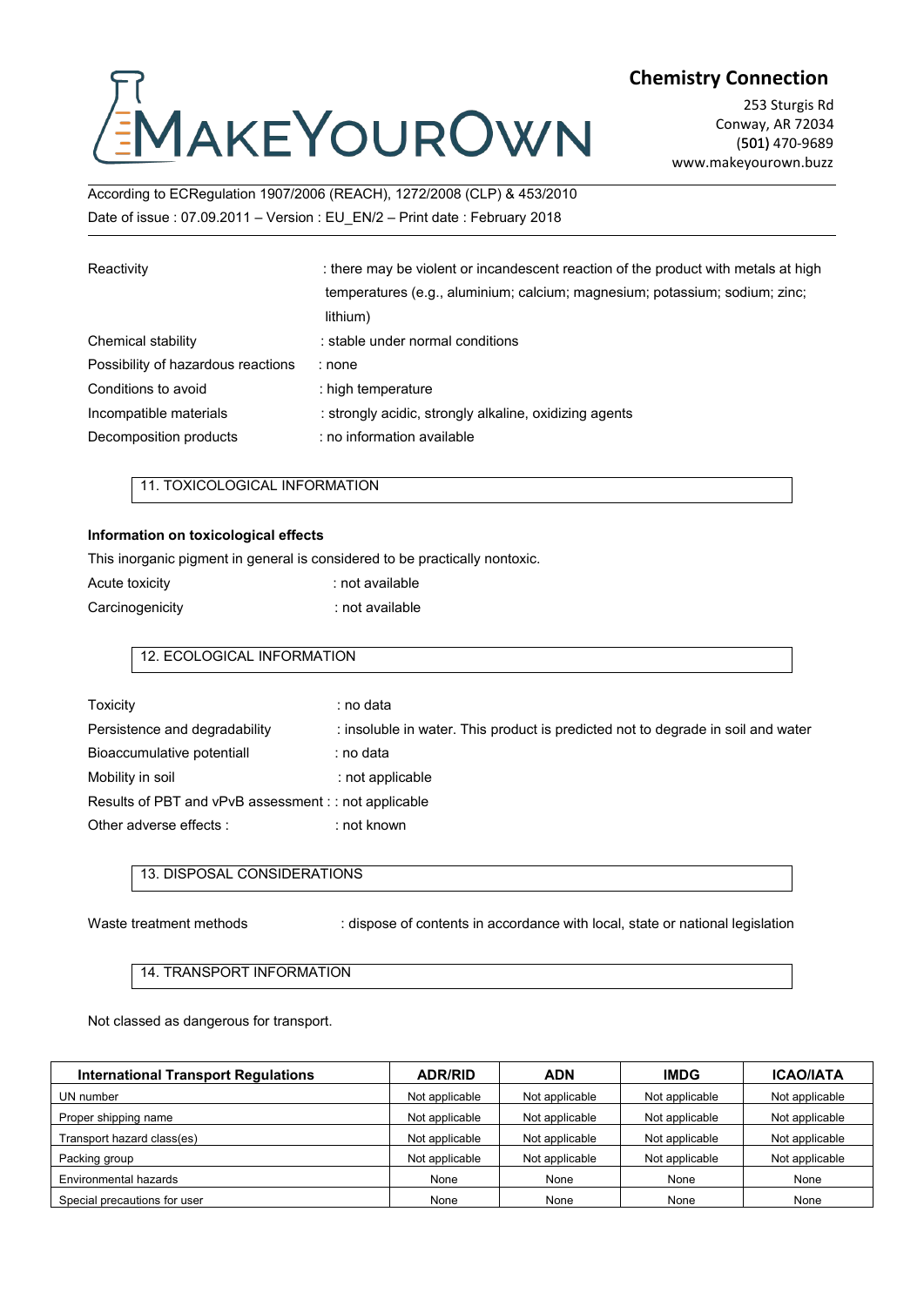According to ECRegulation 1907/2006 (REACH), 1272/2008 (CLP) & 453/2010
Date of issue : 07.09.2011 – Version : EU_EN/2 – Print date : February 2018

Reactivity : there may be violent or incandescent reaction of the product with metals at high temperatures (e.g., aluminium; calcium; magnesium; potassium; sodium; zinc; lithium)

Chemical stability : stable under normal conditions

Possibility of hazardous reactions : none

Conditions to avoid : high temperature

Incompatible materials : strongly acidic, strongly alkaline, oxidizing agents

Decomposition products : no information available

## 11. TOXICOLOGICAL INFORMATION

**Information on toxicological effects**

This inorganic pigment in general is considered to be practically nontoxic.

Acute toxicity : not available

Carcinogenicity : not available

## 12. ECOLOGICAL INFORMATION

Toxicity : no data

Persistence and degradability : insoluble in water. This product is predicted not to degrade in soil and water

Bioaccumulative potentiall : no data

Mobility in soil : not applicable

Results of PBT and vPvB assessment : : not applicable

Other adverse effects : : not known

## 13. DISPOSAL CONSIDERATIONS

Waste treatment methods : dispose of contents in accordance with local, state or national legislation

## 14. TRANSPORT INFORMATION

Not classed as dangerous for transport.

| International Transport Regulations | ADR/RID | ADN | IMDG | ICAO/IATA |
|---|---|---|---|---|
| UN number | Not applicable | Not applicable | Not applicable | Not applicable |
| Proper shipping name | Not applicable | Not applicable | Not applicable | Not applicable |
| Transport hazard class(es) | Not applicable | Not applicable | Not applicable | Not applicable |
| Packing group | Not applicable | Not applicable | Not applicable | Not applicable |
| Environmental hazards | None | None | None | None |
| Special precautions for user | None | None | None | None |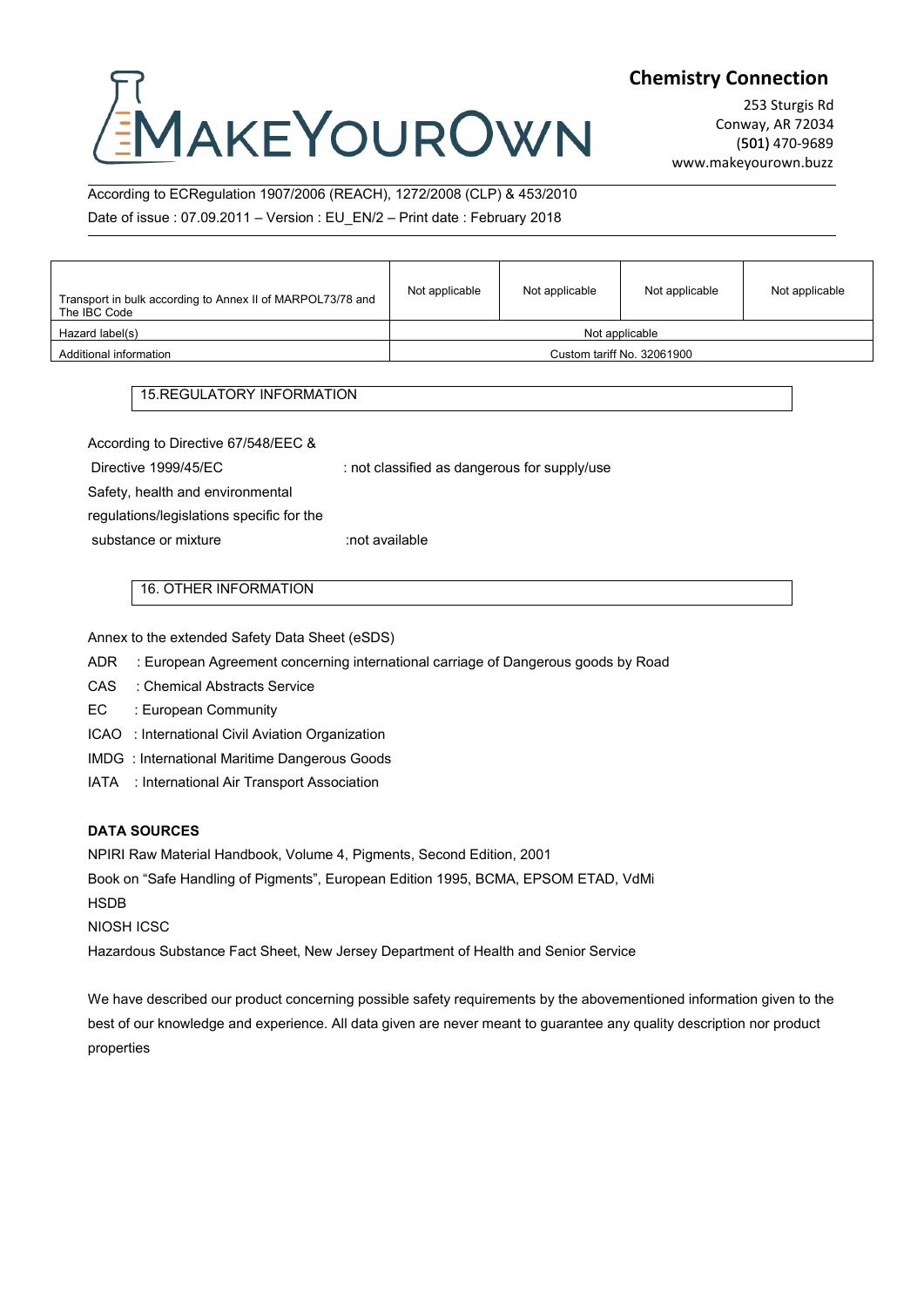| | | | | |
|---|---|---|---|---|
| Transport in bulk according to Annex II of MARPOL73/78 and The IBC Code | Not applicable | Not applicable | Not applicable | Not applicable |
| Hazard label(s) | Not applicable | | | |
| Additional information | Custom tariff No. 32061900 | | | |

## 15.REGULATORY INFORMATION

According to Directive 67/548/EEC & Directive 1999/45/EC : not classified as dangerous for supply/use

Safety, health and environmental regulations/legislations specific for the substance or mixture :not available

## 16. OTHER INFORMATION

Annex to the extended Safety Data Sheet (eSDS)

ADR : European Agreement concerning international carriage of Dangerous goods by Road
CAS : Chemical Abstracts Service
EC : European Community
ICAO : International Civil Aviation Organization
IMDG : International Maritime Dangerous Goods
IATA : International Air Transport Association

**DATA SOURCES**

NPIRI Raw Material Handbook, Volume 4, Pigments, Second Edition, 2001
Book on "Safe Handling of Pigments", European Edition 1995, BCMA, EPSOM ETAD, VdMi
HSDB
NIOSH ICSC
Hazardous Substance Fact Sheet, New Jersey Department of Health and Senior Service

We have described our product concerning possible safety requirements by the abovementioned information given to the best of our knowledge and experience. All data given are never meant to guarantee any quality description nor product properties